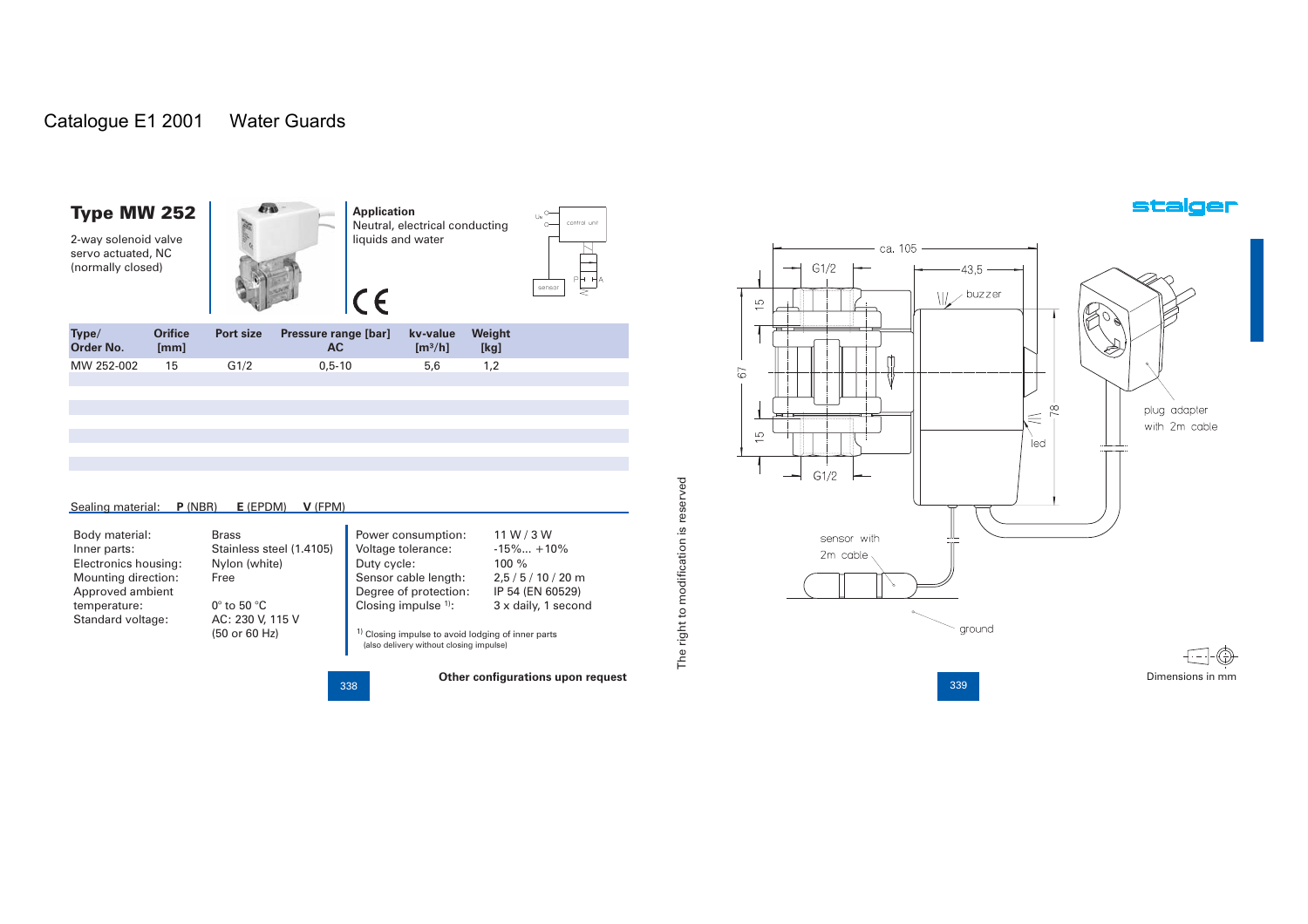Catalogue E1 2001 Water Guards

## Type MW 252

2-way solenoid valve
servo actuated, NC
(normally closed)

**Application**
Neutral, electrical conducting liquids and water

| Type/ Order No. | Orifice [mm] | Port size | Pressure range [bar] AC | kv-value [m³/h] | Weight [kg] |
|---|---|---|---|---|---|
| MW 252-002 | 15 | G1/2 | 0,5-10 | 5,6 | 1,2 |

Sealing material: **P** (NBR) **E** (EPDM) **V** (FPM)

| | |
|---|---|
| Body material: | Brass |
| Inner parts: | Stainless steel (1.4105) |
| Electronics housing: | Nylon (white) |
| Mounting direction: | Free |
| Approved ambient temperature: | 0° to 50 °C |
| Standard voltage: | AC: 230 V, 115 V (50 or 60 Hz) |

| | |
|---|---|
| Power consumption: | 11 W / 3 W |
| Voltage tolerance: | -15%... +10% |
| Duty cycle: | 100 % |
| Sensor cable length: | 2,5 / 5 / 10 / 20 m |
| Degree of protection: | IP 54 (EN 60529) |
| Closing impulse [1]: | 3 x daily, 1 second |

[1] Closing impulse to avoid lodging of inner parts (also delivery without closing impulse)

**Other configurations upon request**

The right to modification is reserved

Dimensions in mm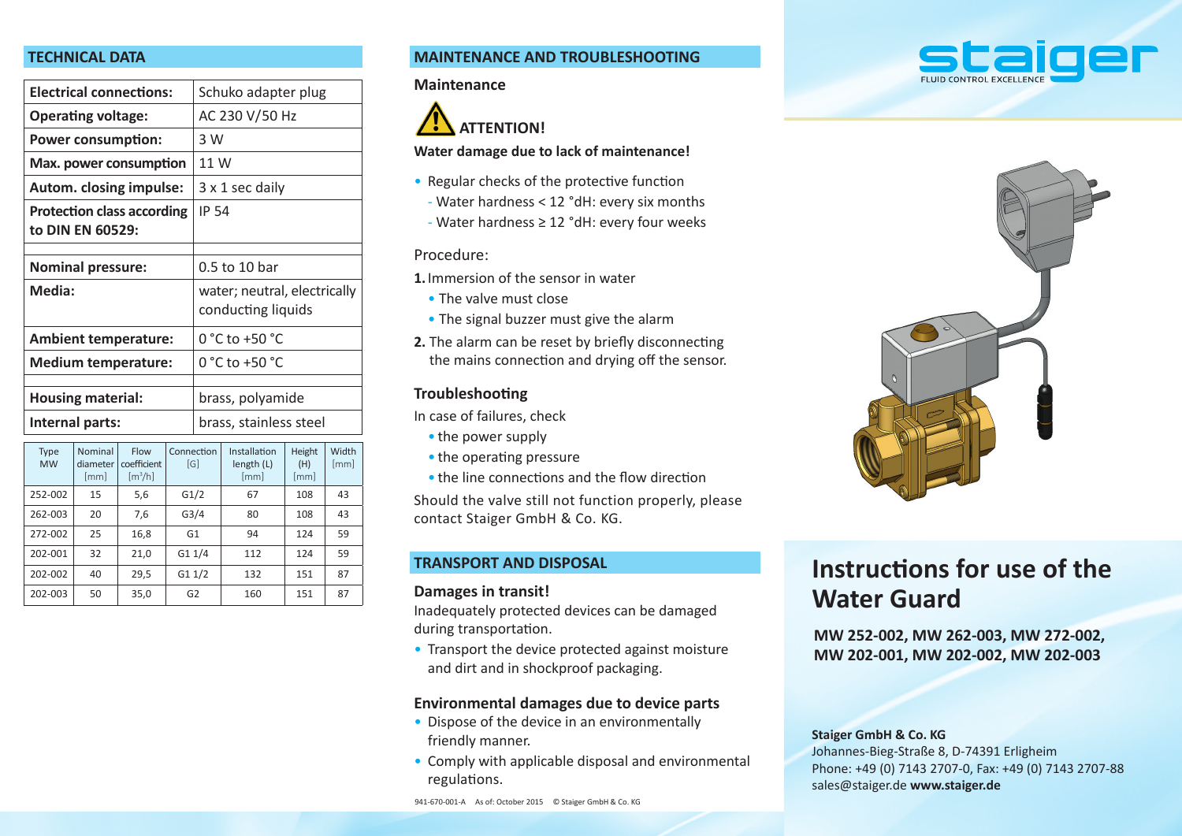## TECHNICAL DATA

| | |
|---|---|
| **Electrical connections:** | Schuko adapter plug |
| **Operating voltage:** | AC 230 V/50 Hz |
| **Power consumption:** | 3 W |
| **Max. power consumption** | 11 W |
| **Autom. closing impulse:** | 3 x 1 sec daily |
| **Protection class according to DIN EN 60529:** | IP 54 |
| | |
| **Nominal pressure:** | 0.5 to 10 bar |
| **Media:** | water; neutral, electrically conducting liquids |
| **Ambient temperature:** | 0 °C to +50 °C |
| **Medium temperature:** | 0 °C to +50 °C |
| | |
| **Housing material:** | brass, polyamide |
| **Internal parts:** | brass, stainless steel |

| Type MW | Nominal diameter [mm] | Flow coefficient [m³/h] | Connection [G] | Installation length (L) [mm] | Height (H) [mm] | Width [mm] |
|---|---|---|---|---|---|---|
| 252-002 | 15 | 5,6 | G1/2 | 67 | 108 | 43 |
| 262-003 | 20 | 7,6 | G3/4 | 80 | 108 | 43 |
| 272-002 | 25 | 16,8 | G1 | 94 | 124 | 59 |
| 202-001 | 32 | 21,0 | G1 1/4 | 112 | 124 | 59 |
| 202-002 | 40 | 29,5 | G1 1/2 | 132 | 151 | 87 |
| 202-003 | 50 | 35,0 | G2 | 160 | 151 | 87 |

## MAINTENANCE AND TROUBLESHOOTING

### Maintenance

**ATTENTION!**

**Water damage due to lack of maintenance!**

- Regular checks of the protective function
  - Water hardness < 12 °dH: every six months
  - Water hardness ≥ 12 °dH: every four weeks

Procedure:

1. Immersion of the sensor in water
   - The valve must close
   - The signal buzzer must give the alarm
2. The alarm can be reset by briefly disconnecting the mains connection and drying off the sensor.

### Troubleshooting

In case of failures, check

- the power supply
- the operating pressure
- the line connections and the flow direction

Should the valve still not function properly, please contact Staiger GmbH & Co. KG.

## TRANSPORT AND DISPOSAL

### Damages in transit!

Inadequately protected devices can be damaged during transportation.

- Transport the device protected against moisture and dirt and in shockproof packaging.

### Environmental damages due to device parts

- Dispose of the device in an environmentally friendly manner.
- Comply with applicable disposal and environmental regulations.

941-670-001-A As of: October 2015 © Staiger GmbH & Co. KG

staiger FLUID CONTROL EXCELLENCE

# Instructions for use of the Water Guard

**MW 252-002, MW 262-003, MW 272-002, MW 202-001, MW 202-002, MW 202-003**

**Staiger GmbH & Co. KG**
Johannes-Bieg-Straße 8, D-74391 Erligheim
Phone: +49 (0) 7143 2707-0, Fax: +49 (0) 7143 2707-88
sales@staiger.de **www.staiger.de**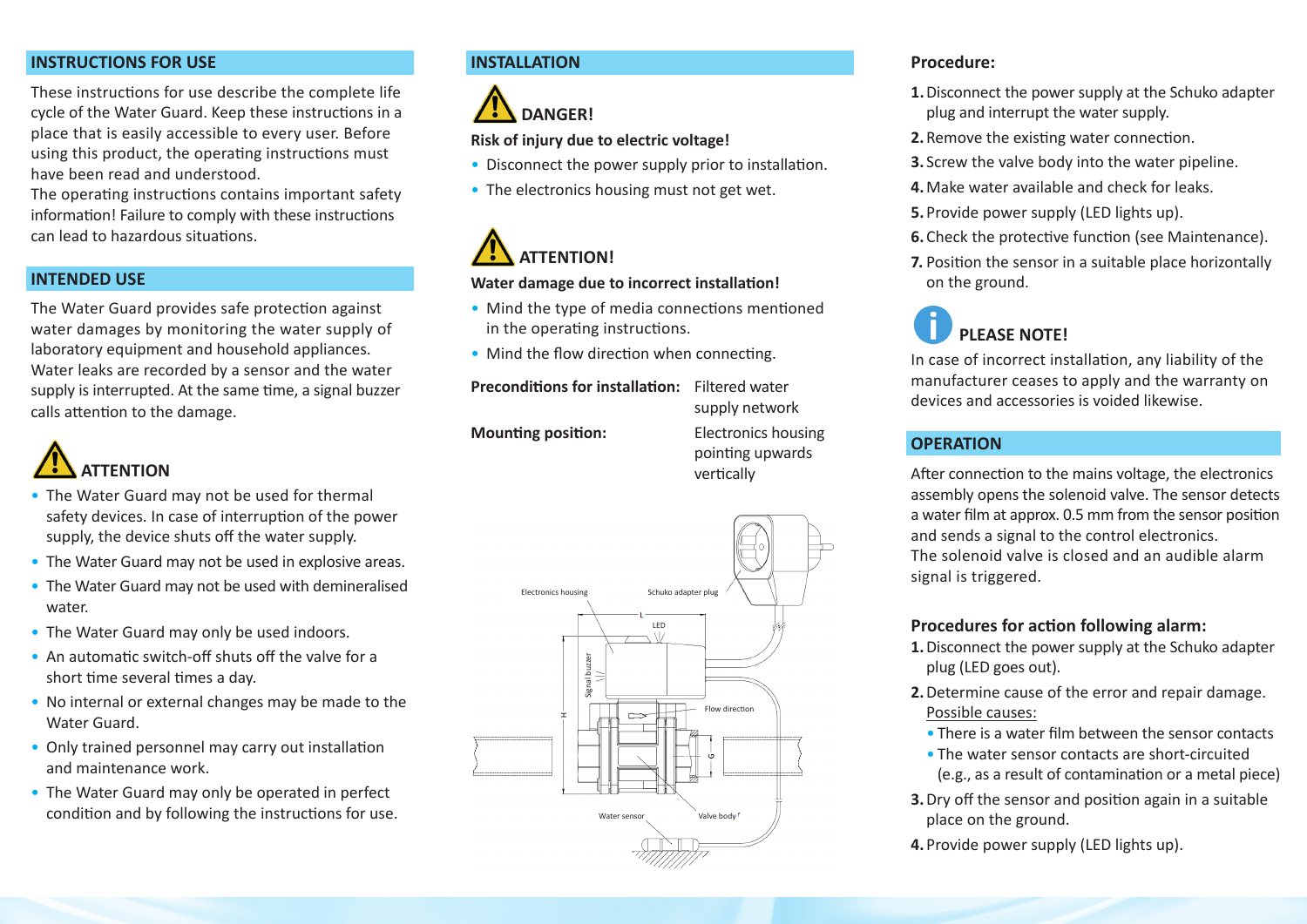## INSTRUCTIONS FOR USE

These instructions for use describe the complete life cycle of the Water Guard. Keep these instructions in a place that is easily accessible to every user. Before using this product, the operating instructions must have been read and understood.
The operating instructions contains important safety information! Failure to comply with these instructions can lead to hazardous situations.

## INTENDED USE

The Water Guard provides safe protection against water damages by monitoring the water supply of laboratory equipment and household appliances. Water leaks are recorded by a sensor and the water supply is interrupted. At the same time, a signal buzzer calls attention to the damage.

### ATTENTION

- The Water Guard may not be used for thermal safety devices. In case of interruption of the power supply, the device shuts off the water supply.
- The Water Guard may not be used in explosive areas.
- The Water Guard may not be used with demineralised water.
- The Water Guard may only be used indoors.
- An automatic switch-off shuts off the valve for a short time several times a day.
- No internal or external changes may be made to the Water Guard.
- Only trained personnel may carry out installation and maintenance work.
- The Water Guard may only be operated in perfect condition and by following the instructions for use.

## INSTALLATION

### DANGER!

**Risk of injury due to electric voltage!**

- Disconnect the power supply prior to installation.
- The electronics housing must not get wet.

### ATTENTION!

**Water damage due to incorrect installation!**

- Mind the type of media connections mentioned in the operating instructions.
- Mind the flow direction when connecting.

| | |
|---|---|
| **Preconditions for installation:** | Filtered water supply network |
| **Mounting position:** | Electronics housing pointing upwards vertically |

Electronics housing
Schuko adapter plug
LED
Signal buzzer
Flow direction
Water sensor
Valve body
L
H
G

**Procedure:**

1. Disconnect the power supply at the Schuko adapter plug and interrupt the water supply.
2. Remove the existing water connection.
3. Screw the valve body into the water pipeline.
4. Make water available and check for leaks.
5. Provide power supply (LED lights up).
6. Check the protective function (see Maintenance).
7. Position the sensor in a suitable place horizontally on the ground.

### PLEASE NOTE!

In case of incorrect installation, any liability of the manufacturer ceases to apply and the warranty on devices and accessories is voided likewise.

## OPERATION

After connection to the mains voltage, the electronics assembly opens the solenoid valve. The sensor detects a water film at approx. 0.5 mm from the sensor position and sends a signal to the control electronics.
The solenoid valve is closed and an audible alarm signal is triggered.

**Procedures for action following alarm:**

1. Disconnect the power supply at the Schuko adapter plug (LED goes out).
2. Determine cause of the error and repair damage.
   Possible causes:
   - There is a water film between the sensor contacts
   - The water sensor contacts are short-circuited (e.g., as a result of contamination or a metal piece)
3. Dry off the sensor and position again in a suitable place on the ground.
4. Provide power supply (LED lights up).